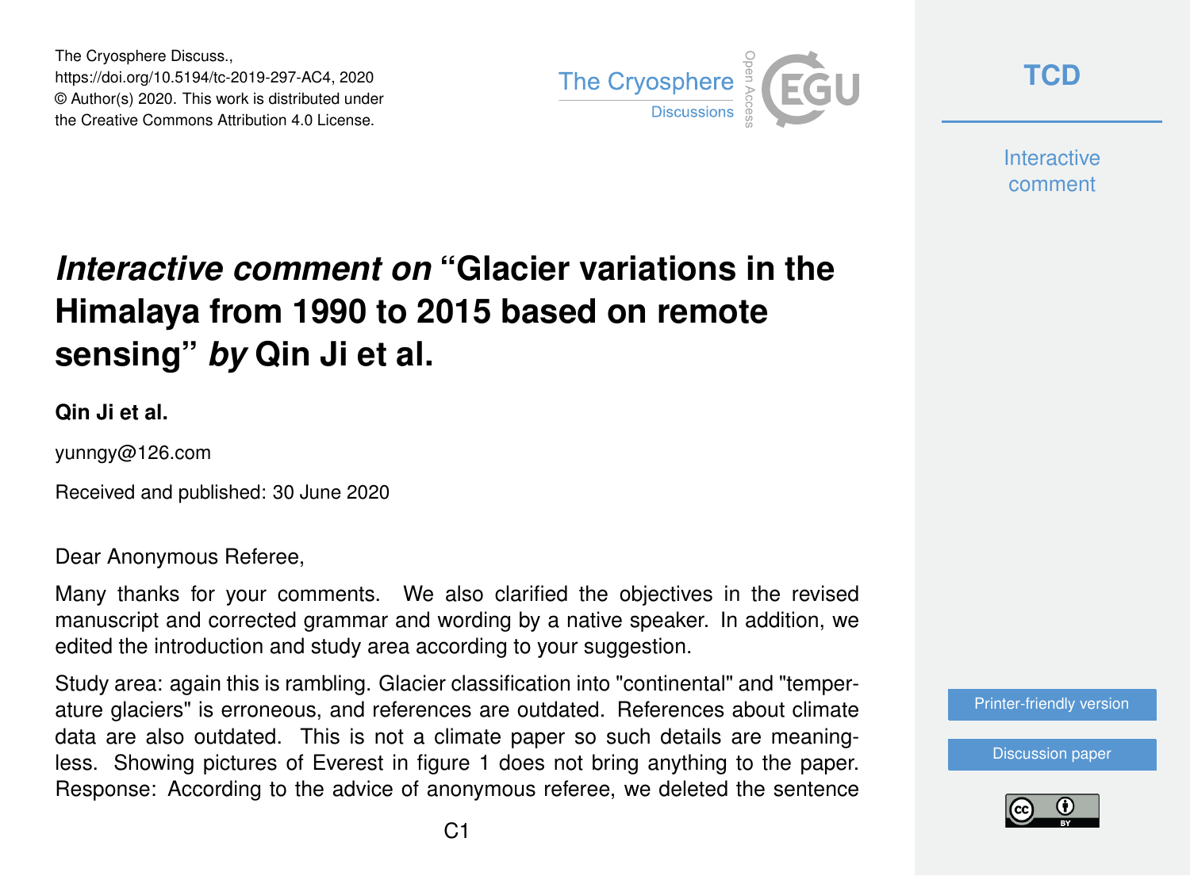The Cryosphere Discuss.,
https://doi.org/10.5194/tc-2019-297-AC4, 2020
© Author(s) 2020. This work is distributed under
the Creative Commons Attribution 4.0 License.

# *Interactive comment on* "Glacier variations in the Himalaya from 1990 to 2015 based on remote sensing" *by* Qin Ji et al.

**Qin Ji et al.**

yunngy@126.com

Received and published: 30 June 2020

Dear Anonymous Referee,

Many thanks for your comments. We also clarified the objectives in the revised manuscript and corrected grammar and wording by a native speaker. In addition, we edited the introduction and study area according to your suggestion.

Study area: again this is rambling. Glacier classification into "continental" and "temperature glaciers" is erroneous, and references are outdated. References about climate data are also outdated. This is not a climate paper so such details are meaningless. Showing pictures of Everest in figure 1 does not bring anything to the paper. Response: According to the advice of anonymous referee, we deleted the sentence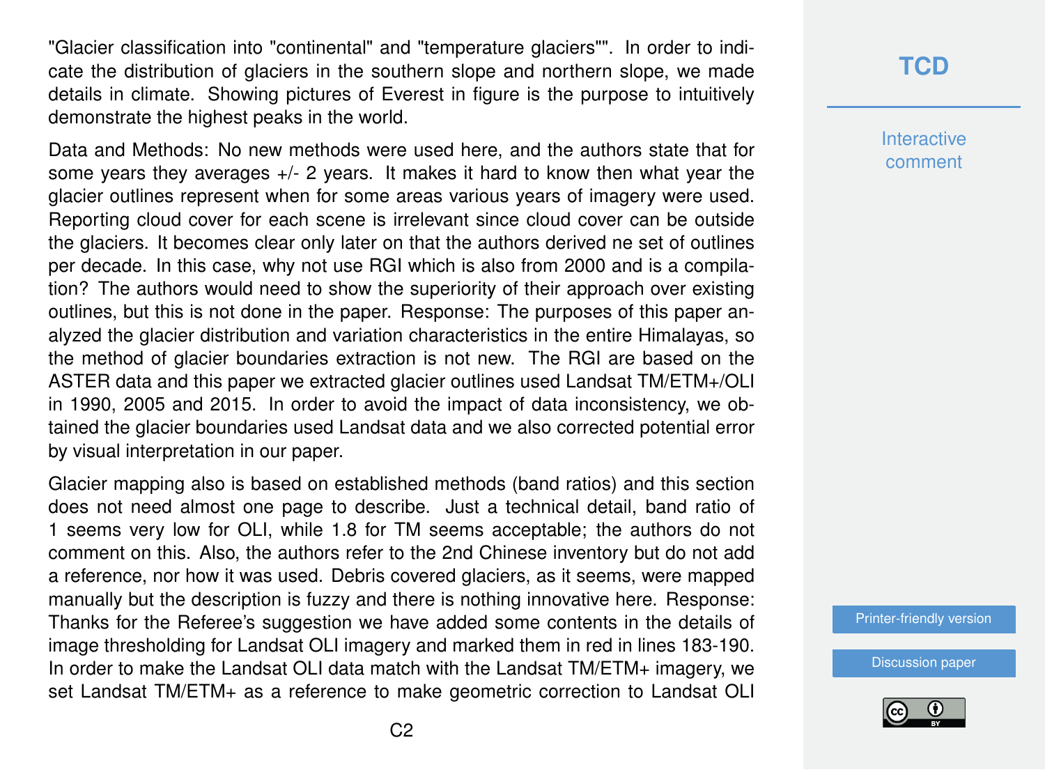"Glacier classification into "continental" and "temperature glaciers"". In order to indicate the distribution of glaciers in the southern slope and northern slope, we made details in climate. Showing pictures of Everest in figure is the purpose to intuitively demonstrate the highest peaks in the world.

Data and Methods: No new methods were used here, and the authors state that for some years they averages +/- 2 years. It makes it hard to know then what year the glacier outlines represent when for some areas various years of imagery were used. Reporting cloud cover for each scene is irrelevant since cloud cover can be outside the glaciers. It becomes clear only later on that the authors derived ne set of outlines per decade. In this case, why not use RGI which is also from 2000 and is a compilation? The authors would need to show the superiority of their approach over existing outlines, but this is not done in the paper. Response: The purposes of this paper analyzed the glacier distribution and variation characteristics in the entire Himalayas, so the method of glacier boundaries extraction is not new. The RGI are based on the ASTER data and this paper we extracted glacier outlines used Landsat TM/ETM+/OLI in 1990, 2005 and 2015. In order to avoid the impact of data inconsistency, we obtained the glacier boundaries used Landsat data and we also corrected potential error by visual interpretation in our paper.

Glacier mapping also is based on established methods (band ratios) and this section does not need almost one page to describe. Just a technical detail, band ratio of 1 seems very low for OLI, while 1.8 for TM seems acceptable; the authors do not comment on this. Also, the authors refer to the 2nd Chinese inventory but do not add a reference, nor how it was used. Debris covered glaciers, as it seems, were mapped manually but the description is fuzzy and there is nothing innovative here. Response: Thanks for the Referee's suggestion we have added some contents in the details of image thresholding for Landsat OLI imagery and marked them in red in lines 183-190. In order to make the Landsat OLI data match with the Landsat TM/ETM+ imagery, we set Landsat TM/ETM+ as a reference to make geometric correction to Landsat OLI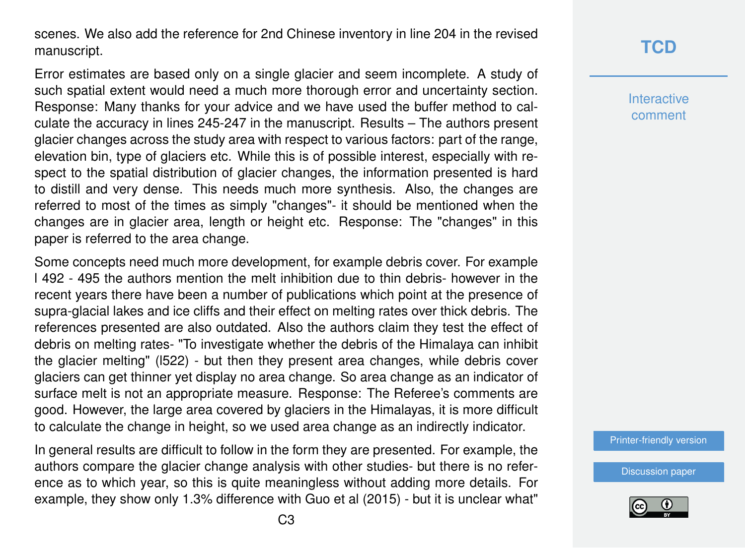scenes. We also add the reference for 2nd Chinese inventory in line 204 in the revised manuscript.

Error estimates are based only on a single glacier and seem incomplete. A study of such spatial extent would need a much more thorough error and uncertainty section. Response: Many thanks for your advice and we have used the buffer method to calculate the accuracy in lines 245-247 in the manuscript. Results – The authors present glacier changes across the study area with respect to various factors: part of the range, elevation bin, type of glaciers etc. While this is of possible interest, especially with respect to the spatial distribution of glacier changes, the information presented is hard to distill and very dense. This needs much more synthesis. Also, the changes are referred to most of the times as simply "changes"- it should be mentioned when the changes are in glacier area, length or height etc. Response: The "changes" in this paper is referred to the area change.

Some concepts need much more development, for example debris cover. For example l 492 - 495 the authors mention the melt inhibition due to thin debris- however in the recent years there have been a number of publications which point at the presence of supra-glacial lakes and ice cliffs and their effect on melting rates over thick debris. The references presented are also outdated. Also the authors claim they test the effect of debris on melting rates- "To investigate whether the debris of the Himalaya can inhibit the glacier melting" (l522) - but then they present area changes, while debris cover glaciers can get thinner yet display no area change. So area change as an indicator of surface melt is not an appropriate measure. Response: The Referee's comments are good. However, the large area covered by glaciers in the Himalayas, it is more difficult to calculate the change in height, so we used area change as an indirectly indicator.

In general results are difficult to follow in the form they are presented. For example, the authors compare the glacier change analysis with other studies- but there is no reference as to which year, so this is quite meaningless without adding more details. For example, they show only 1.3% difference with Guo et al (2015) - but it is unclear what"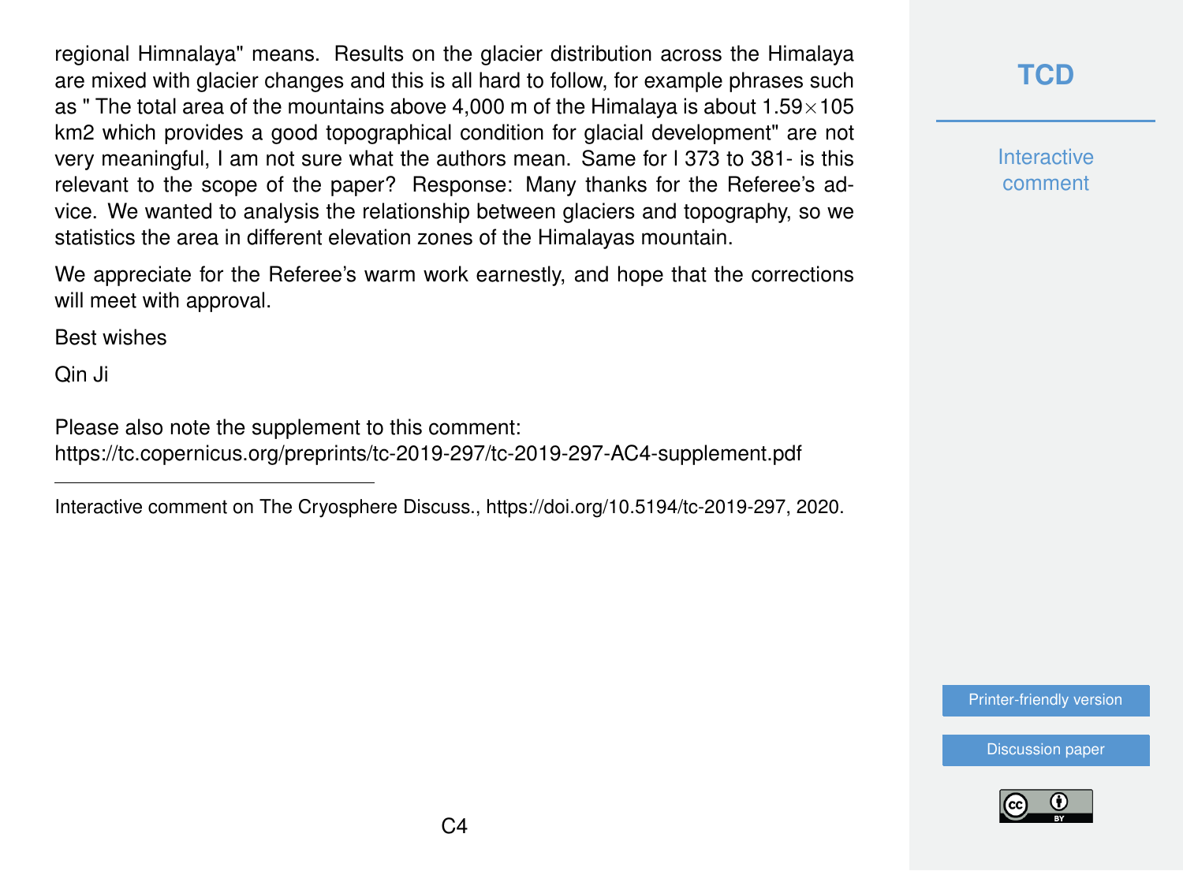regional Himnalaya" means. Results on the glacier distribution across the Himalaya are mixed with glacier changes and this is all hard to follow, for example phrases such as " The total area of the mountains above 4,000 m of the Himalaya is about $1.59\times105$ km2 which provides a good topographical condition for glacial development" are not very meaningful, I am not sure what the authors mean. Same for l 373 to 381- is this relevant to the scope of the paper? Response: Many thanks for the Referee's advice. We wanted to analysis the relationship between glaciers and topography, so we statistics the area in different elevation zones of the Himalayas mountain.

We appreciate for the Referee's warm work earnestly, and hope that the corrections will meet with approval.

Best wishes

Qin Ji

Please also note the supplement to this comment:
https://tc.copernicus.org/preprints/tc-2019-297/tc-2019-297-AC4-supplement.pdf

---

Interactive comment on The Cryosphere Discuss., https://doi.org/10.5194/tc-2019-297, 2020.